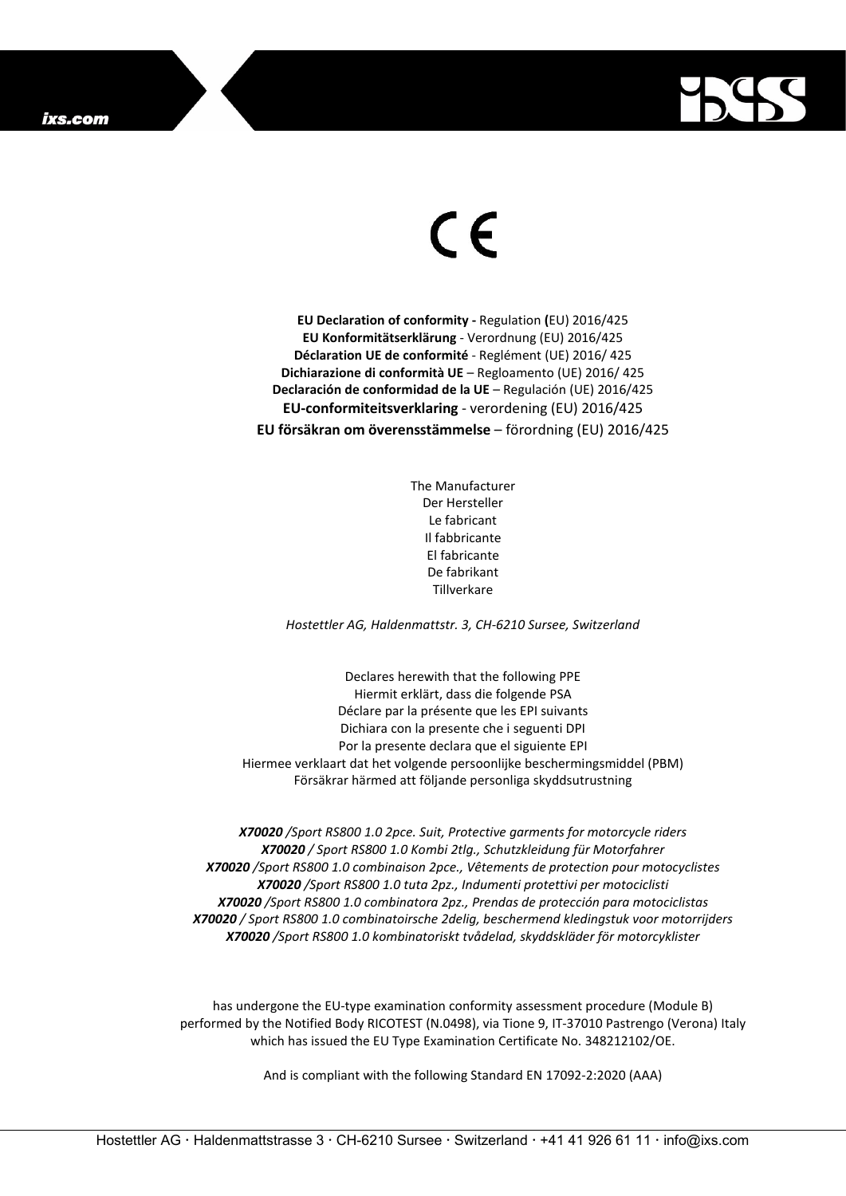CE

**EU Declaration of conformity -** Regulation **(**EU) 2016/425
**EU Konformitätserklärung** - Verordnung (EU) 2016/425
**Déclaration UE de conformité** - Reglément (UE) 2016/ 425
**Dichiarazione di conformità UE** – Regloamento (UE) 2016/ 425
**Declaración de conformidad de la UE** – Regulación (UE) 2016/425
**EU-conformiteitsverklaring** - verordening (EU) 2016/425
**EU försäkran om överensstämmelse** – förordning (EU) 2016/425

The Manufacturer
Der Hersteller
Le fabricant
Il fabbricante
El fabricante
De fabrikant
Tillverkare

*Hostettler AG, Haldenmattstr. 3, CH-6210 Sursee, Switzerland*

Declares herewith that the following PPE
Hiermit erklärt, dass die folgende PSA
Déclare par la présente que les EPI suivants
Dichiara con la presente che i seguenti DPI
Por la presente declara que el siguiente EPI
Hiermee verklaart dat het volgende persoonlijke beschermingsmiddel (PBM)
Försäkrar härmed att följande personliga skyddsutrustning

***X70020*** */Sport RS800 1.0 2pce. Suit, Protective garments for motorcycle riders*
***X70020*** */ Sport RS800 1.0 Kombi 2tlg., Schutzkleidung für Motorfahrer*
***X70020*** */Sport RS800 1.0 combinaison 2pce., Vêtements de protection pour motocyclistes*
***X70020*** */Sport RS800 1.0 tuta 2pz., Indumenti protettivi per motociclisti*
***X70020*** */Sport RS800 1.0 combinatora 2pz., Prendas de protección para motociclistas*
***X70020*** */ Sport RS800 1.0 combinatoirsche 2delig, beschermend kledingstuk voor motorrijders*
***X70020*** */Sport RS800 1.0 kombinatoriskt tvådelad, skyddskläder för motorcyklister*

has undergone the EU-type examination conformity assessment procedure (Module B) performed by the Notified Body RICOTEST (N.0498), via Tione 9, IT-37010 Pastrengo (Verona) Italy which has issued the EU Type Examination Certificate No. 348212102/OE.

And is compliant with the following Standard EN 17092-2:2020 (AAA)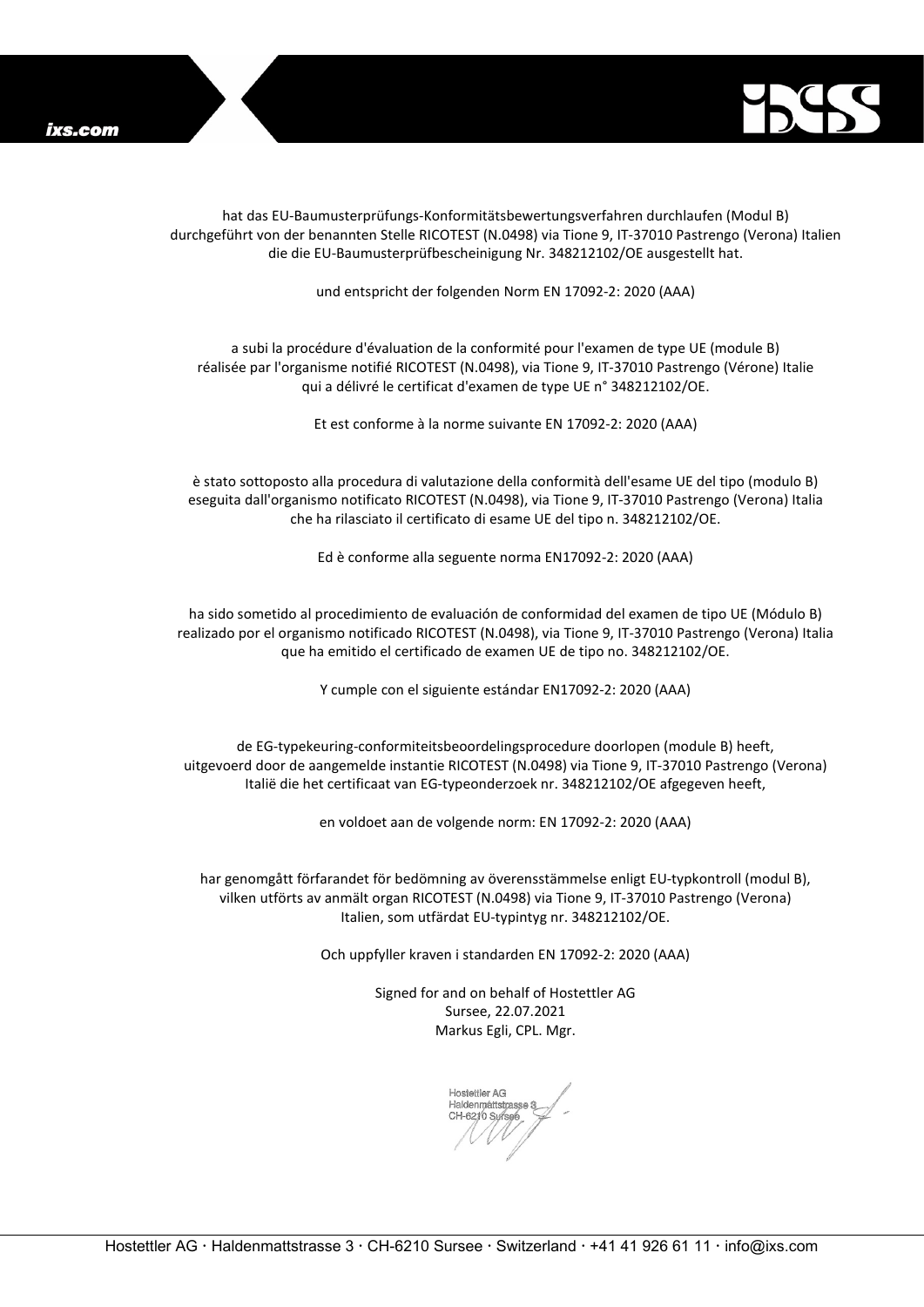hat das EU-Baumusterprüfungs-Konformitätsbewertungsverfahren durchlaufen (Modul B) durchgeführt von der benannten Stelle RICOTEST (N.0498) via Tione 9, IT-37010 Pastrengo (Verona) Italien die die EU-Baumusterprüfbescheinigung Nr. 348212102/OE ausgestellt hat.

und entspricht der folgenden Norm EN 17092-2: 2020 (AAA)

a subi la procédure d'évaluation de la conformité pour l'examen de type UE (module B) réalisée par l'organisme notifié RICOTEST (N.0498), via Tione 9, IT-37010 Pastrengo (Vérone) Italie qui a délivré le certificat d'examen de type UE n° 348212102/OE.

Et est conforme à la norme suivante EN 17092-2: 2020 (AAA)

è stato sottoposto alla procedura di valutazione della conformità dell'esame UE del tipo (modulo B) eseguita dall'organismo notificato RICOTEST (N.0498), via Tione 9, IT-37010 Pastrengo (Verona) Italia che ha rilasciato il certificato di esame UE del tipo n. 348212102/OE.

Ed è conforme alla seguente norma EN17092-2: 2020 (AAA)

ha sido sometido al procedimiento de evaluación de conformidad del examen de tipo UE (Módulo B) realizado por el organismo notificado RICOTEST (N.0498), via Tione 9, IT-37010 Pastrengo (Verona) Italia que ha emitido el certificado de examen UE de tipo no. 348212102/OE.

Y cumple con el siguiente estándar EN17092-2: 2020 (AAA)

de EG-typekeuring-conformiteitsbeoordelingsprocedure doorlopen (module B) heeft, uitgevoerd door de aangemelde instantie RICOTEST (N.0498) via Tione 9, IT-37010 Pastrengo (Verona) Italië die het certificaat van EG-typeonderzoek nr. 348212102/OE afgegeven heeft,

en voldoet aan de volgende norm: EN 17092-2: 2020 (AAA)

har genomgått förfarandet för bedömning av överensstämmelse enligt EU-typkontroll (modul B), vilken utförts av anmält organ RICOTEST (N.0498) via Tione 9, IT-37010 Pastrengo (Verona) Italien, som utfärdat EU-typintyg nr. 348212102/OE.

Och uppfyller kraven i standarden EN 17092-2: 2020 (AAA)

Signed for and on behalf of Hostettler AG
Sursee, 22.07.2021
Markus Egli, CPL. Mgr.

Hostettler AG
Haldenmattstrasse 3
CH-6210 Sursee

Hostettler AG · Haldenmattstrasse 3 · CH-6210 Sursee · Switzerland · +41 41 926 61 11 · info@ixs.com